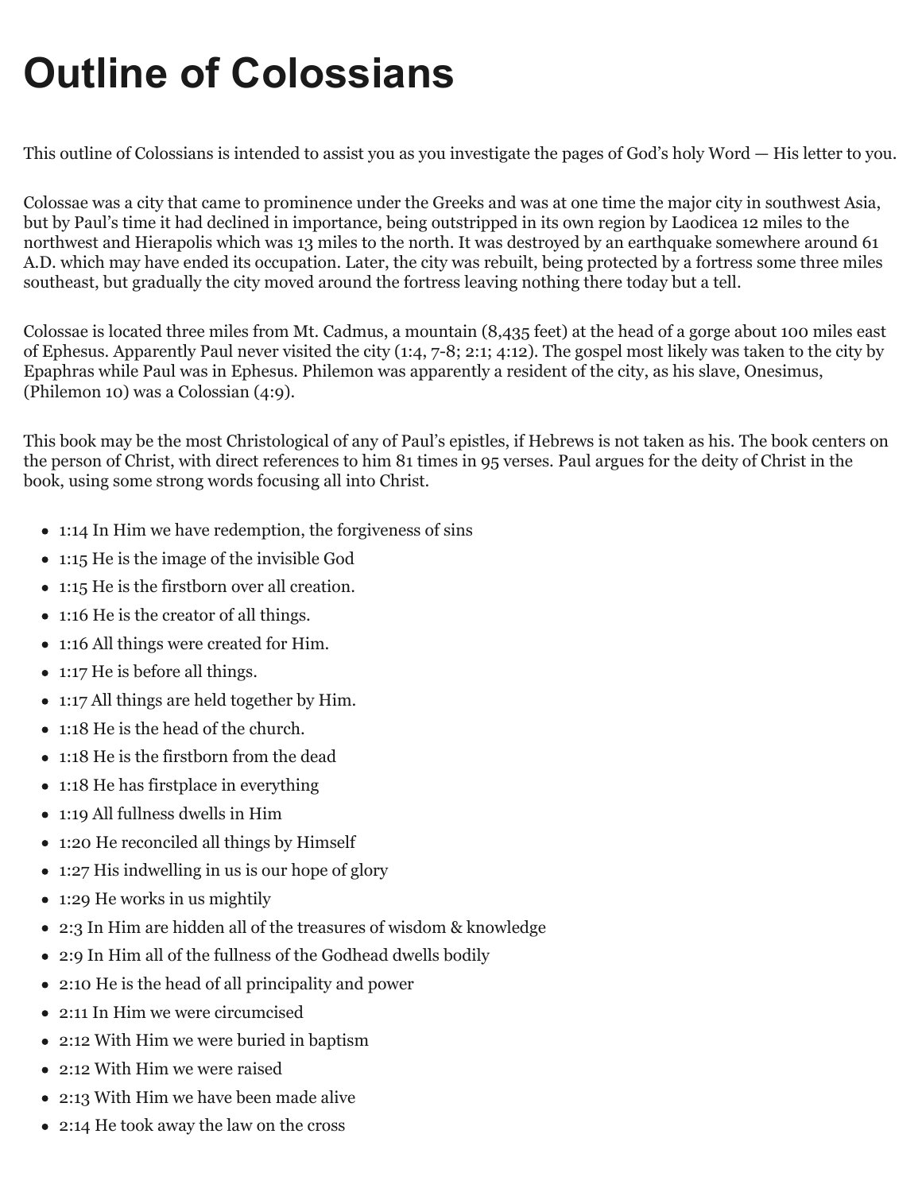# Outline of Colossians

This outline of Colossians is intended to assist you as you investigate the pages of God's holy Word — His letter to you.

Colossae was a city that came to prominence under the Greeks and was at one time the major city in southwest Asia, but by Paul's time it had declined in importance, being outstripped in its own region by Laodicea 12 miles to the northwest and Hierapolis which was 13 miles to the north. It was destroyed by an earthquake somewhere around 61 A.D. which may have ended its occupation. Later, the city was rebuilt, being protected by a fortress some three miles southeast, but gradually the city moved around the fortress leaving nothing there today but a tell.

Colossae is located three miles from Mt. Cadmus, a mountain (8,435 feet) at the head of a gorge about 100 miles east of Ephesus. Apparently Paul never visited the city (1:4, 7-8; 2:1; 4:12). The gospel most likely was taken to the city by Epaphras while Paul was in Ephesus. Philemon was apparently a resident of the city, as his slave, Onesimus, (Philemon 10) was a Colossian (4:9).

This book may be the most Christological of any of Paul's epistles, if Hebrews is not taken as his. The book centers on the person of Christ, with direct references to him 81 times in 95 verses. Paul argues for the deity of Christ in the book, using some strong words focusing all into Christ.

- 1:14 In Him we have redemption, the forgiveness of sins
- 1:15 He is the image of the invisible God
- 1:15 He is the firstborn over all creation.
- 1:16 He is the creator of all things.
- 1:16 All things were created for Him.
- 1:17 He is before all things.
- 1:17 All things are held together by Him.
- 1:18 He is the head of the church.
- 1:18 He is the firstborn from the dead
- 1:18 He has firstplace in everything
- 1:19 All fullness dwells in Him
- 1:20 He reconciled all things by Himself
- 1:27 His indwelling in us is our hope of glory
- 1:29 He works in us mightily
- 2:3 In Him are hidden all of the treasures of wisdom & knowledge
- 2:9 In Him all of the fullness of the Godhead dwells bodily
- 2:10 He is the head of all principality and power
- 2:11 In Him we were circumcised
- 2:12 With Him we were buried in baptism
- 2:12 With Him we were raised
- 2:13 With Him we have been made alive
- 2:14 He took away the law on the cross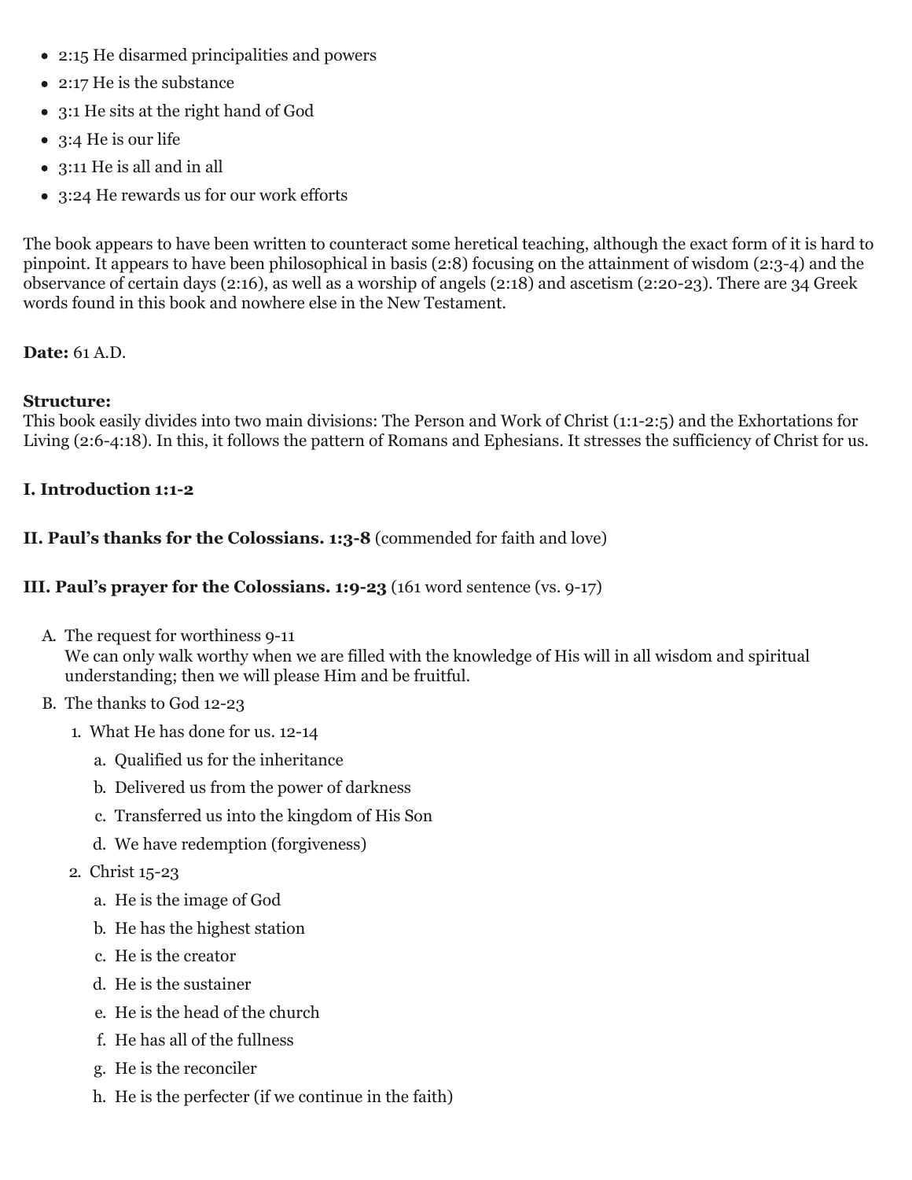- 2:15 He disarmed principalities and powers
- 2:17 He is the substance
- 3:1 He sits at the right hand of God
- 3:4 He is our life
- 3:11 He is all and in all
- 3:24 He rewards us for our work efforts

The book appears to have been written to counteract some heretical teaching, although the exact form of it is hard to pinpoint. It appears to have been philosophical in basis (2:8) focusing on the attainment of wisdom (2:3-4) and the observance of certain days (2:16), as well as a worship of angels (2:18) and ascetism (2:20-23). There are 34 Greek words found in this book and nowhere else in the New Testament.

**Date:** 61 A.D.

**Structure:**
This book easily divides into two main divisions: The Person and Work of Christ (1:1-2:5) and the Exhortations for Living (2:6-4:18). In this, it follows the pattern of Romans and Ephesians. It stresses the sufficiency of Christ for us.

**I. Introduction 1:1-2**

**II. Paul's thanks for the Colossians. 1:3-8** (commended for faith and love)

**III. Paul's prayer for the Colossians. 1:9-23** (161 word sentence (vs. 9-17)

A. The request for worthiness 9-11
   We can only walk worthy when we are filled with the knowledge of His will in all wisdom and spiritual understanding; then we will please Him and be fruitful.
B. The thanks to God 12-23
   1. What He has done for us. 12-14
      a. Qualified us for the inheritance
      b. Delivered us from the power of darkness
      c. Transferred us into the kingdom of His Son
      d. We have redemption (forgiveness)
   2. Christ 15-23
      a. He is the image of God
      b. He has the highest station
      c. He is the creator
      d. He is the sustainer
      e. He is the head of the church
      f. He has all of the fullness
      g. He is the reconciler
      h. He is the perfecter (if we continue in the faith)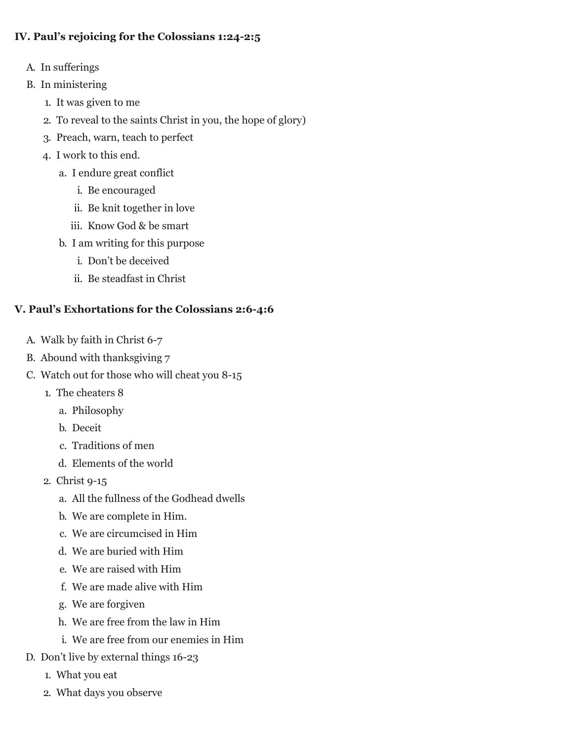**IV. Paul's rejoicing for the Colossians 1:24-2:5**

A. In sufferings
B. In ministering
    1. It was given to me
    2. To reveal to the saints Christ in you, the hope of glory)
    3. Preach, warn, teach to perfect
    4. I work to this end.
        a. I endure great conflict
            i. Be encouraged
            ii. Be knit together in love
            iii. Know God & be smart
        b. I am writing for this purpose
            i. Don't be deceived
            ii. Be steadfast in Christ

**V. Paul's Exhortations for the Colossians 2:6-4:6**

A. Walk by faith in Christ 6-7
B. Abound with thanksgiving 7
C. Watch out for those who will cheat you 8-15
    1. The cheaters 8
        a. Philosophy
        b. Deceit
        c. Traditions of men
        d. Elements of the world
    2. Christ 9-15
        a. All the fullness of the Godhead dwells
        b. We are complete in Him.
        c. We are circumcised in Him
        d. We are buried with Him
        e. We are raised with Him
        f. We are made alive with Him
        g. We are forgiven
        h. We are free from the law in Him
        i. We are free from our enemies in Him
D. Don't live by external things 16-23
    1. What you eat
    2. What days you observe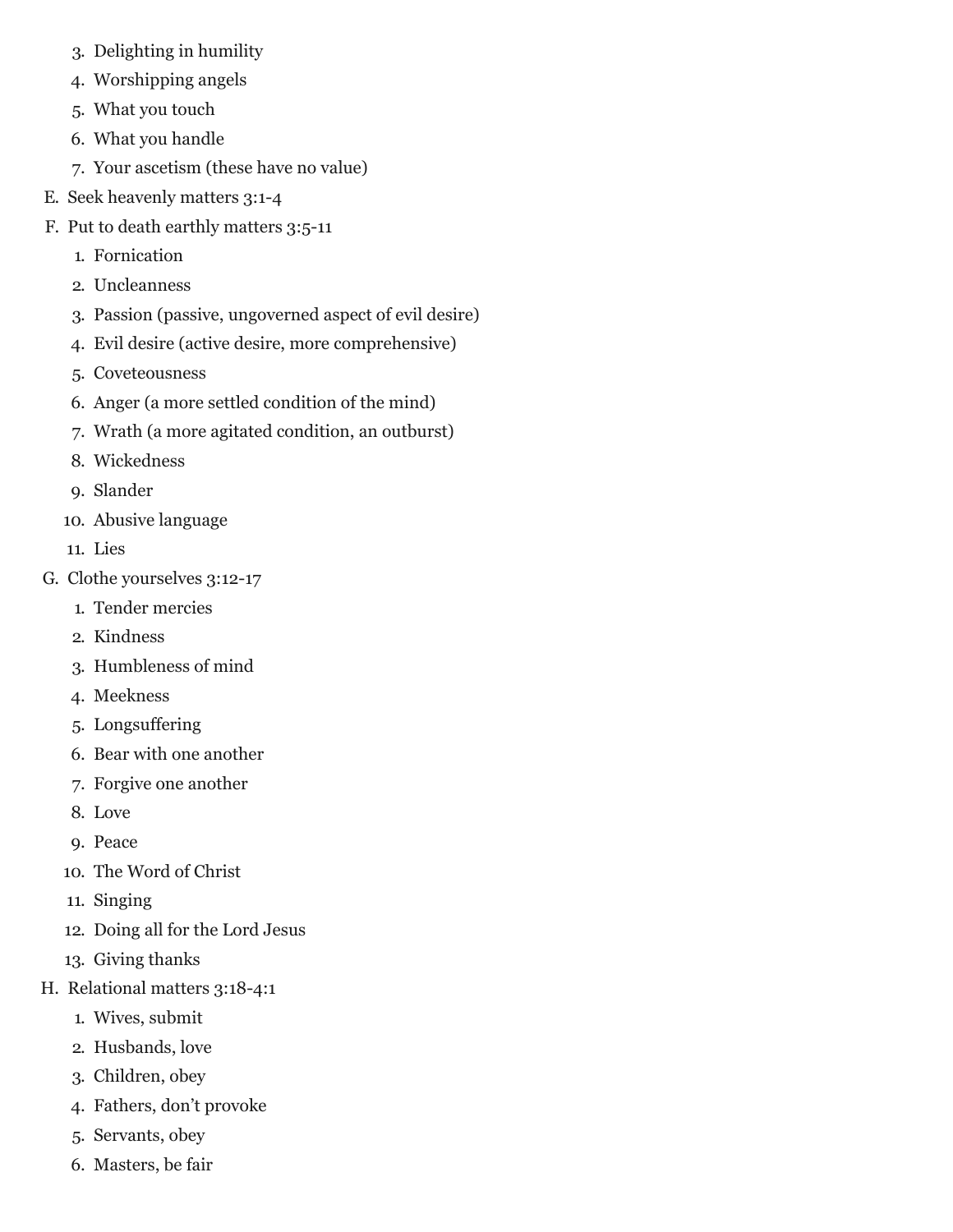3. Delighting in humility
4. Worshipping angels
5. What you touch
6. What you handle
7. Your ascetism (these have no value)

E. Seek heavenly matters 3:1-4

F. Put to death earthly matters 3:5-11
1. Fornication
2. Uncleanness
3. Passion (passive, ungoverned aspect of evil desire)
4. Evil desire (active desire, more comprehensive)
5. Coveteousness
6. Anger (a more settled condition of the mind)
7. Wrath (a more agitated condition, an outburst)
8. Wickedness
9. Slander
10. Abusive language
11. Lies

G. Clothe yourselves 3:12-17
1. Tender mercies
2. Kindness
3. Humbleness of mind
4. Meekness
5. Longsuffering
6. Bear with one another
7. Forgive one another
8. Love
9. Peace
10. The Word of Christ
11. Singing
12. Doing all for the Lord Jesus
13. Giving thanks

H. Relational matters 3:18-4:1
1. Wives, submit
2. Husbands, love
3. Children, obey
4. Fathers, don't provoke
5. Servants, obey
6. Masters, be fair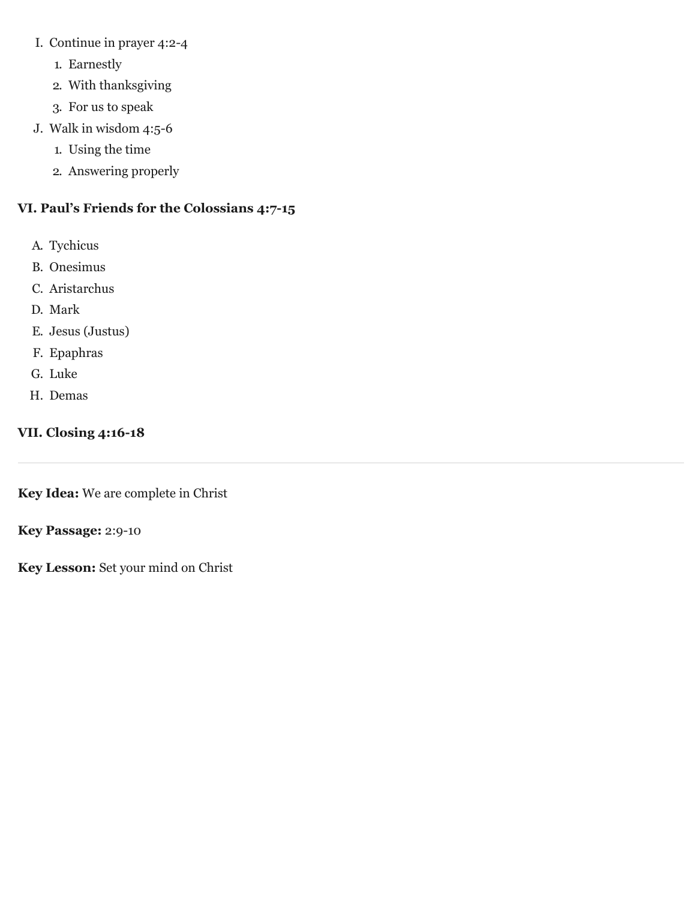I. Continue in prayer 4:2-4
    1. Earnestly
    2. With thanksgiving
    3. For us to speak
J. Walk in wisdom 4:5-6
    1. Using the time
    2. Answering properly

### VI. Paul's Friends for the Colossians 4:7-15

A. Tychicus
B. Onesimus
C. Aristarchus
D. Mark
E. Jesus (Justus)
F. Epaphras
G. Luke
H. Demas

### VII. Closing 4:16-18

---

**Key Idea:** We are complete in Christ

**Key Passage:** 2:9-10

**Key Lesson:** Set your mind on Christ